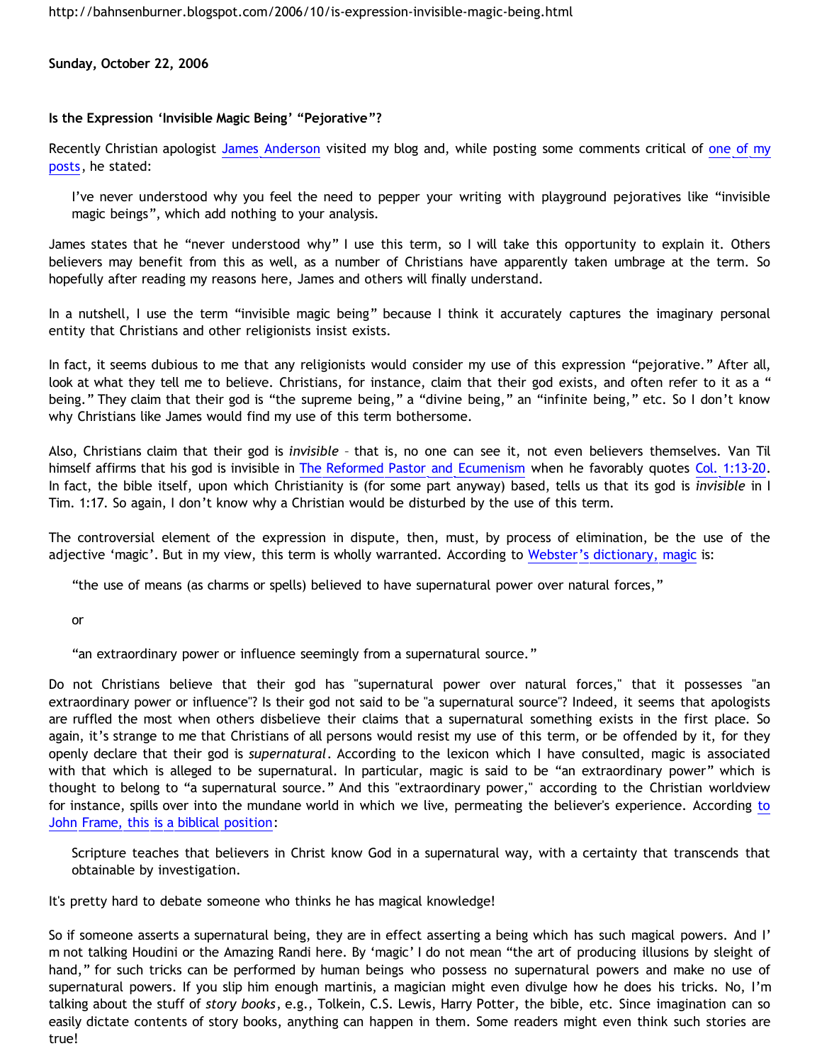http://bahnsenburner.blogspot.com/2006/10/is-expression-invisible-magic-being.html

**Sunday, October 22, 2006**

**Is the Expression 'Invisible Magic Being' "Pejorative"?**

Recently Christian apologist James Anderson visited my blog and, while posting some comments critical of one of my posts, he stated:

> I've never understood why you feel the need to pepper your writing with playground pejoratives like "invisible magic beings", which add nothing to your analysis.

James states that he "never understood why" I use this term, so I will take this opportunity to explain it. Others believers may benefit from this as well, as a number of Christians have apparently taken umbrage at the term. So hopefully after reading my reasons here, James and others will finally understand.

In a nutshell, I use the term "invisible magic being" because I think it accurately captures the imaginary personal entity that Christians and other religionists insist exists.

In fact, it seems dubious to me that any religionists would consider my use of this expression "pejorative." After all, look at what they tell me to believe. Christians, for instance, claim that their god exists, and often refer to it as a " being." They claim that their god is "the supreme being," a "divine being," an "infinite being," etc. So I don't know why Christians like James would find my use of this term bothersome.

Also, Christians claim that their god is *invisible* – that is, no one can see it, not even believers themselves. Van Til himself affirms that his god is invisible in The Reformed Pastor and Ecumenism when he favorably quotes Col. 1:13-20. In fact, the bible itself, upon which Christianity is (for some part anyway) based, tells us that its god is *invisible* in I Tim. 1:17. So again, I don't know why a Christian would be disturbed by the use of this term.

The controversial element of the expression in dispute, then, must, by process of elimination, be the use of the adjective 'magic'. But in my view, this term is wholly warranted. According to Webster's dictionary, magic is:

> "the use of means (as charms or spells) believed to have supernatural power over natural forces,"
>
> or
>
> "an extraordinary power or influence seemingly from a supernatural source."

Do not Christians believe that their god has "supernatural power over natural forces," that it possesses "an extraordinary power or influence"? Is their god not said to be "a supernatural source"? Indeed, it seems that apologists are ruffled the most when others disbelieve their claims that a supernatural something exists in the first place. So again, it's strange to me that Christians of all persons would resist my use of this term, or be offended by it, for they openly declare that their god is *supernatural*. According to the lexicon which I have consulted, magic is associated with that which is alleged to be supernatural. In particular, magic is said to be "an extraordinary power" which is thought to belong to "a supernatural source." And this "extraordinary power," according to the Christian worldview for instance, spills over into the mundane world in which we live, permeating the believer's experience. According to John Frame, this is a biblical position:

> Scripture teaches that believers in Christ know God in a supernatural way, with a certainty that transcends that obtainable by investigation.

It's pretty hard to debate someone who thinks he has magical knowledge!

So if someone asserts a supernatural being, they are in effect asserting a being which has such magical powers. And I'm not talking Houdini or the Amazing Randi here. By 'magic' I do not mean "the art of producing illusions by sleight of hand," for such tricks can be performed by human beings who possess no supernatural powers and make no use of supernatural powers. If you slip him enough martinis, a magician might even divulge how he does his tricks. No, I'm talking about the stuff of *story books*, e.g., Tolkein, C.S. Lewis, Harry Potter, the bible, etc. Since imagination can so easily dictate contents of story books, anything can happen in them. Some readers might even think such stories are true!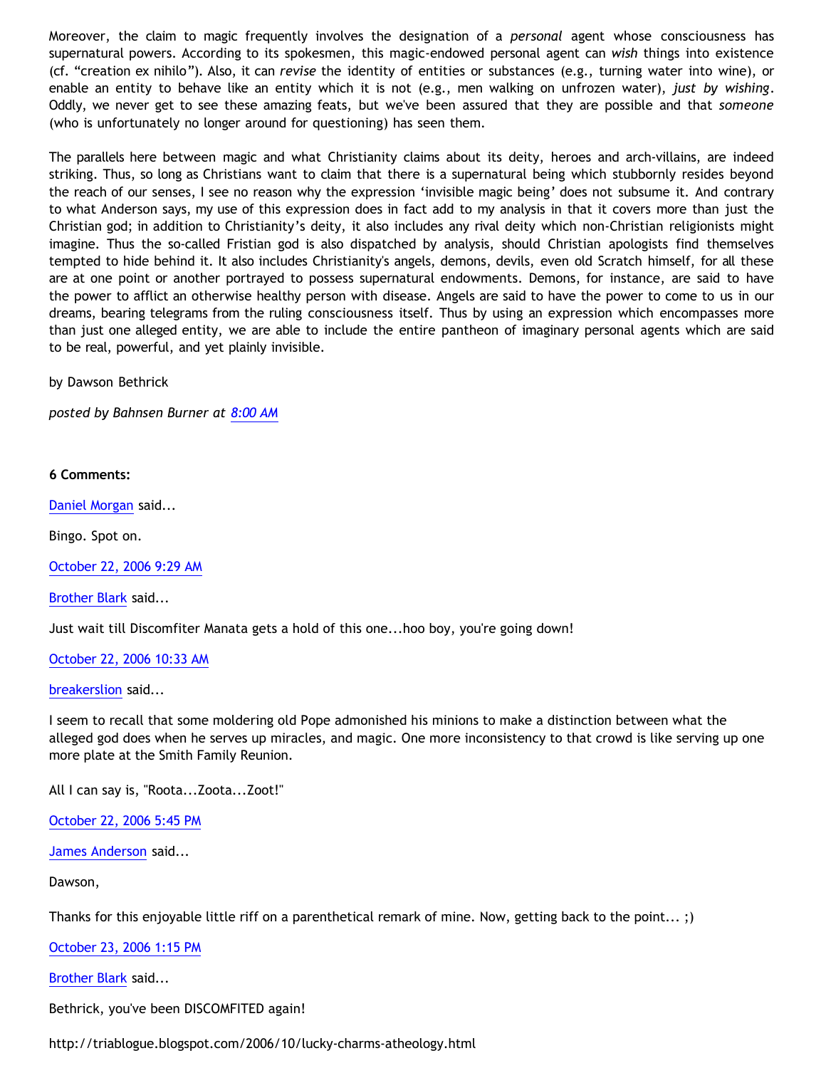Moreover, the claim to magic frequently involves the designation of a *personal* agent whose consciousness has supernatural powers. According to its spokesmen, this magic-endowed personal agent can *wish* things into existence (cf. "creation ex nihilo"). Also, it can *revise* the identity of entities or substances (e.g., turning water into wine), or enable an entity to behave like an entity which it is not (e.g., men walking on unfrozen water), *just by wishing*. Oddly, we never get to see these amazing feats, but we've been assured that they are possible and that *someone* (who is unfortunately no longer around for questioning) has seen them.

The parallels here between magic and what Christianity claims about its deity, heroes and arch-villains, are indeed striking. Thus, so long as Christians want to claim that there is a supernatural being which stubbornly resides beyond the reach of our senses, I see no reason why the expression 'invisible magic being' does not subsume it. And contrary to what Anderson says, my use of this expression does in fact add to my analysis in that it covers more than just the Christian god; in addition to Christianity's deity, it also includes any rival deity which non-Christian religionists might imagine. Thus the so-called Fristian god is also dispatched by analysis, should Christian apologists find themselves tempted to hide behind it. It also includes Christianity's angels, demons, devils, even old Scratch himself, for all these are at one point or another portrayed to possess supernatural endowments. Demons, for instance, are said to have the power to afflict an otherwise healthy person with disease. Angels are said to have the power to come to us in our dreams, bearing telegrams from the ruling consciousness itself. Thus by using an expression which encompasses more than just one alleged entity, we are able to include the entire pantheon of imaginary personal agents which are said to be real, powerful, and yet plainly invisible.

by Dawson Bethrick

*posted by Bahnsen Burner at 8:00 AM*

**6 Comments:**

Daniel Morgan said...

Bingo. Spot on.

October 22, 2006 9:29 AM

Brother Blark said...

Just wait till Discomfiter Manata gets a hold of this one...hoo boy, you're going down!

October 22, 2006 10:33 AM

breakerslion said...

I seem to recall that some moldering old Pope admonished his minions to make a distinction between what the alleged god does when he serves up miracles, and magic. One more inconsistency to that crowd is like serving up one more plate at the Smith Family Reunion.

All I can say is, "Roota...Zoota...Zoot!"

October 22, 2006 5:45 PM

James Anderson said...

Dawson,

Thanks for this enjoyable little riff on a parenthetical remark of mine. Now, getting back to the point... ;)

October 23, 2006 1:15 PM

Brother Blark said...

Bethrick, you've been DISCOMFITED again!

http://triablogue.blogspot.com/2006/10/lucky-charms-atheology.html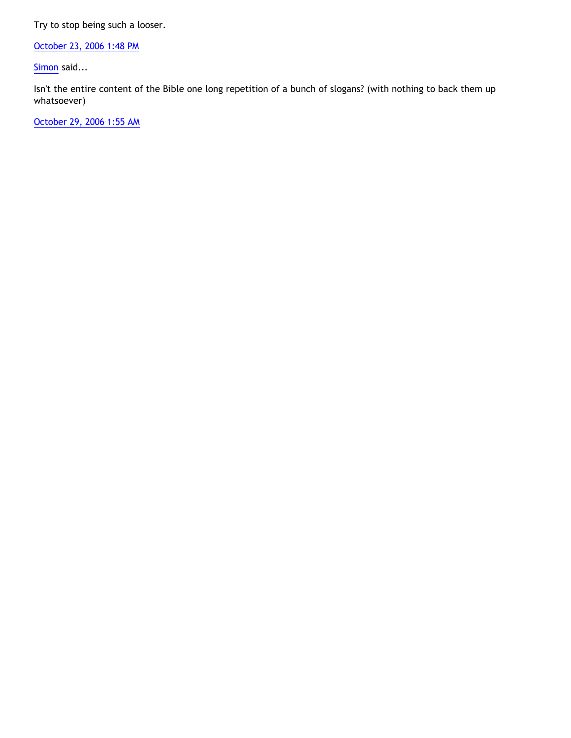Try to stop being such a looser.

October 23, 2006 1:48 PM

Simon said...

Isn't the entire content of the Bible one long repetition of a bunch of slogans? (with nothing to back them up whatsoever)

October 29, 2006 1:55 AM